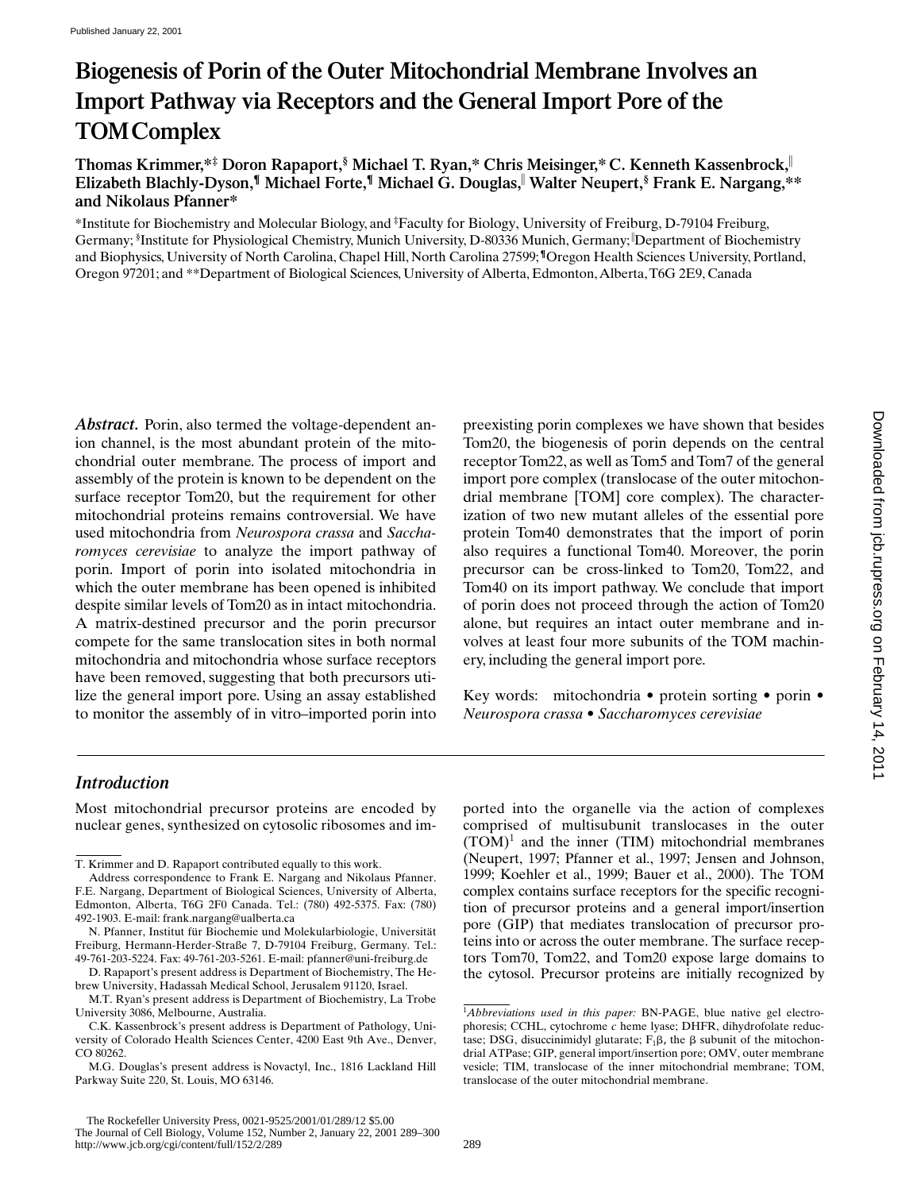# Biogenesis of Porin of the Outer Mitochondrial Membrane Involves an Import Pathway via Receptors and the General Import Pore of the TOM Complex

**Thomas Krimmer,\*‡ Doron Rapaport,§ Michael T. Ryan,\* Chris Meisinger,\* C. Kenneth Kassenbrock,‖ Elizabeth Blachly-Dyson,¶ Michael Forte,¶ Michael G. Douglas,‖ Walter Neupert,§ Frank E. Nargang,\*\* and Nikolaus Pfanner\***

\*Institute for Biochemistry and Molecular Biology, and ‡Faculty for Biology, University of Freiburg, D-79104 Freiburg, Germany; §Institute for Physiological Chemistry, Munich University, D-80336 Munich, Germany; ‖Department of Biochemistry and Biophysics, University of North Carolina, Chapel Hill, North Carolina 27599; ¶Oregon Health Sciences University, Portland, Oregon 97201; and \*\*Department of Biological Sciences, University of Alberta, Edmonton, Alberta, T6G 2E9, Canada

***Abstract.*** Porin, also termed the voltage-dependent anion channel, is the most abundant protein of the mitochondrial outer membrane. The process of import and assembly of the protein is known to be dependent on the surface receptor Tom20, but the requirement for other mitochondrial proteins remains controversial. We have used mitochondria from *Neurospora crassa* and *Saccharomyces cerevisiae* to analyze the import pathway of porin. Import of porin into isolated mitochondria in which the outer membrane has been opened is inhibited despite similar levels of Tom20 as in intact mitochondria. A matrix-destined precursor and the porin precursor compete for the same translocation sites in both normal mitochondria and mitochondria whose surface receptors have been removed, suggesting that both precursors utilize the general import pore. Using an assay established to monitor the assembly of in vitro–imported porin into preexisting porin complexes we have shown that besides Tom20, the biogenesis of porin depends on the central receptor Tom22, as well as Tom5 and Tom7 of the general import pore complex (translocase of the outer mitochondrial membrane [TOM] core complex). The characterization of two new mutant alleles of the essential pore protein Tom40 demonstrates that the import of porin also requires a functional Tom40. Moreover, the porin precursor can be cross-linked to Tom20, Tom22, and Tom40 on its import pathway. We conclude that import of porin does not proceed through the action of Tom20 alone, but requires an intact outer membrane and involves at least four more subunits of the TOM machinery, including the general import pore.

Key words: mitochondria • protein sorting • porin • *Neurospora crassa* • *Saccharomyces cerevisiae*

## Introduction

Most mitochondrial precursor proteins are encoded by nuclear genes, synthesized on cytosolic ribosomes and imported into the organelle via the action of complexes comprised of multisubunit translocases in the outer (TOM)[1] and the inner (TIM) mitochondrial membranes (Neupert, 1997; Pfanner et al., 1997; Jensen and Johnson, 1999; Koehler et al., 1999; Bauer et al., 2000). The TOM complex contains surface receptors for the specific recognition of precursor proteins and a general import/insertion pore (GIP) that mediates translocation of precursor proteins into or across the outer membrane. The surface receptors Tom70, Tom22, and Tom20 expose large domains to the cytosol. Precursor proteins are initially recognized by

---

T. Krimmer and D. Rapaport contributed equally to this work.

Address correspondence to Frank E. Nargang and Nikolaus Pfanner. F.E. Nargang, Department of Biological Sciences, University of Alberta, Edmonton, Alberta, T6G 2F0 Canada. Tel.: (780) 492-5375. Fax: (780) 492-1903. E-mail: frank.nargang@ualberta.ca

N. Pfanner, Institut für Biochemie und Molekularbiologie, Universität Freiburg, Hermann-Herder-Straße 7, D-79104 Freiburg, Germany. Tel.: 49-761-203-5224. Fax: 49-761-203-5261. E-mail: pfanner@uni-freiburg.de

D. Rapaport's present address is Department of Biochemistry, The Hebrew University, Hadassah Medical School, Jerusalem 91120, Israel.

M.T. Ryan's present address is Department of Biochemistry, La Trobe University 3086, Melbourne, Australia.

C.K. Kassenbrock's present address is Department of Pathology, University of Colorado Health Sciences Center, 4200 East 9th Ave., Denver, CO 80262.

M.G. Douglas's present address is Novactyl, Inc., 1816 Lackland Hill Parkway Suite 220, St. Louis, MO 63146.

[1] *Abbreviations used in this paper:* BN-PAGE, blue native gel electrophoresis; CCHL, cytochrome *c* heme lyase; DHFR, dihydrofolate reductase; DSG, disuccinimidyl glutarate; $F_1\beta$, the β subunit of the mitochondrial ATPase; GIP, general import/insertion pore; OMV, outer membrane vesicle; TIM, translocase of the inner mitochondrial membrane; TOM, translocase of the outer mitochondrial membrane.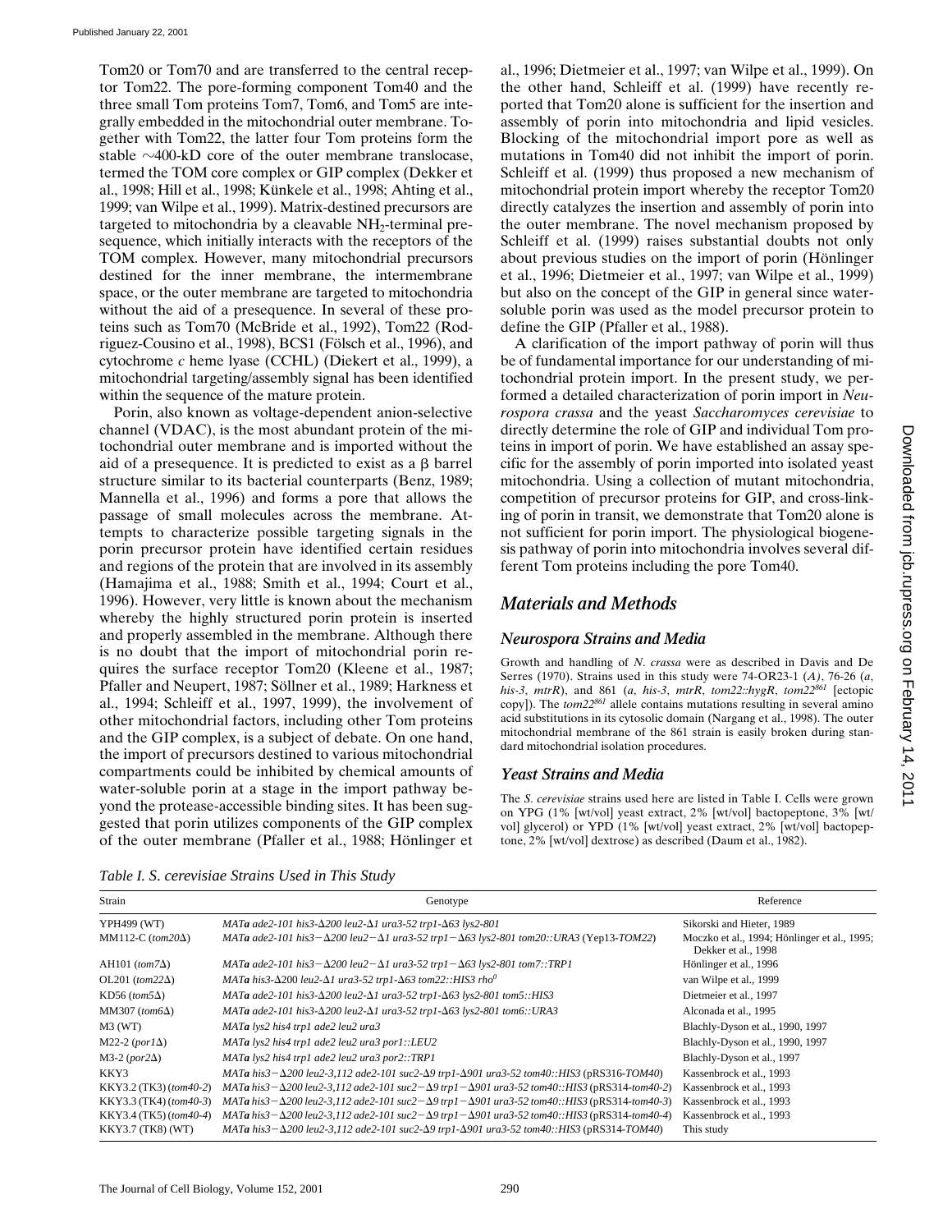Tom20 or Tom70 and are transferred to the central receptor Tom22. The pore-forming component Tom40 and the three small Tom proteins Tom7, Tom6, and Tom5 are integrally embedded in the mitochondrial outer membrane. Together with Tom22, the latter four Tom proteins form the stable ~400-kD core of the outer membrane translocase, termed the TOM core complex or GIP complex (Dekker et al., 1998; Hill et al., 1998; Künkele et al., 1998; Ahting et al., 1999; van Wilpe et al., 1999). Matrix-destined precursors are targeted to mitochondria by a cleavable $NH_2$-terminal presequence, which initially interacts with the receptors of the TOM complex. However, many mitochondrial precursors destined for the inner membrane, the intermembrane space, or the outer membrane are targeted to mitochondria without the aid of a presequence. In several of these proteins such as Tom70 (McBride et al., 1992), Tom22 (Rodriguez-Cousino et al., 1998), BCS1 (Fölsch et al., 1996), and cytochrome *c* heme lyase (CCHL) (Diekert et al., 1999), a mitochondrial targeting/assembly signal has been identified within the sequence of the mature protein.

Porin, also known as voltage-dependent anion-selective channel (VDAC), is the most abundant protein of the mitochondrial outer membrane and is imported without the aid of a presequence. It is predicted to exist as a β barrel structure similar to its bacterial counterparts (Benz, 1989; Mannella et al., 1996) and forms a pore that allows the passage of small molecules across the membrane. Attempts to characterize possible targeting signals in the porin precursor protein have identified certain residues and regions of the protein that are involved in its assembly (Hamajima et al., 1988; Smith et al., 1994; Court et al., 1996). However, very little is known about the mechanism whereby the highly structured porin protein is inserted and properly assembled in the membrane. Although there is no doubt that the import of mitochondrial porin requires the surface receptor Tom20 (Kleene et al., 1987; Pfaller and Neupert, 1987; Söllner et al., 1989; Harkness et al., 1994; Schleiff et al., 1997, 1999), the involvement of other mitochondrial factors, including other Tom proteins and the GIP complex, is a subject of debate. On one hand, the import of precursors destined to various mitochondrial compartments could be inhibited by chemical amounts of water-soluble porin at a stage in the import pathway beyond the protease-accessible binding sites. It has been suggested that porin utilizes components of the GIP complex of the outer membrane (Pfaller et al., 1988; Hönlinger et al., 1996; Dietmeier et al., 1997; van Wilpe et al., 1999). On the other hand, Schleiff et al. (1999) have recently reported that Tom20 alone is sufficient for the insertion and assembly of porin into mitochondria and lipid vesicles. Blocking of the mitochondrial import pore as well as mutations in Tom40 did not inhibit the import of porin. Schleiff et al. (1999) thus proposed a new mechanism of mitochondrial protein import whereby the receptor Tom20 directly catalyzes the insertion and assembly of porin into the outer membrane. The novel mechanism proposed by Schleiff et al. (1999) raises substantial doubts not only about previous studies on the import of porin (Hönlinger et al., 1996; Dietmeier et al., 1997; van Wilpe et al., 1999) but also on the concept of the GIP in general since water-soluble porin was used as the model precursor protein to define the GIP (Pfaller et al., 1988).

A clarification of the import pathway of porin will thus be of fundamental importance for our understanding of mitochondrial protein import. In the present study, we performed a detailed characterization of porin import in *Neurospora crassa* and the yeast *Saccharomyces cerevisiae* to directly determine the role of GIP and individual Tom proteins in import of porin. We have established an assay specific for the assembly of porin imported into isolated yeast mitochondria. Using a collection of mutant mitochondria, competition of precursor proteins for GIP, and cross-linking of porin in transit, we demonstrate that Tom20 alone is not sufficient for porin import. The physiological biogenesis pathway of porin into mitochondria involves several different Tom proteins including the pore Tom40.

# Materials and Methods

## Neurospora Strains and Media

Growth and handling of *N. crassa* were as described in Davis and De Serres (1970). Strains used in this study were 74-OR23-1 (*A*), 76-26 (*a*, *his-3*, *mtrR*), and 861 (*a*, *his-3*, *mtrR*, *tom22::hygR*, *tom22*$^{861}$ [ectopic copy]). The *tom22*$^{861}$ allele contains mutations resulting in several amino acid substitutions in its cytosolic domain (Nargang et al., 1998). The outer mitochondrial membrane of the 861 strain is easily broken during standard mitochondrial isolation procedures.

## Yeast Strains and Media

The *S. cerevisiae* strains used here are listed in Table I. Cells were grown on YPG (1% [wt/vol] yeast extract, 2% [wt/vol] bactopeptone, 3% [wt/vol] glycerol) or YPD (1% [wt/vol] yeast extract, 2% [wt/vol] bactopeptone, 2% [wt/vol] dextrose) as described (Daum et al., 1982).

*Table I. S. cerevisiae Strains Used in This Study*

| Strain | Genotype | Reference |
| --- | --- | --- |
| YPH499 (WT) | *MAT**a** ade2-101 his3-Δ200 leu2-Δ1 ura3-52 trp1-Δ63 lys2-801* | Sikorski and Hieter, 1989 |
| MM112-C (*tom20Δ*) | *MAT**a** ade2-101 his3−Δ200 leu2−Δ1 ura3-52 trp1−Δ63 lys2-801 tom20::URA3* (Yep13-*TOM22*) | Moczko et al., 1994; Hönlinger et al., 1995; Dekker et al., 1998 |
| AH101 (*tom7Δ*) | *MAT**a** ade2-101 his3−Δ200 leu2−Δ1 ura3-52 trp1−Δ63 lys2-801 tom7::TRP1* | Hönlinger et al., 1996 |
| OL201 (*tom22Δ*) | *MAT**a** his3-Δ200 leu2-Δ1 ura3-52 trp1-Δ63 tom22::HIS3 rho*$^0$ | van Wilpe et al., 1999 |
| KD56 (*tom5Δ*) | *MAT**a** ade2-101 his3-Δ200 leu2-Δ1 ura3-52 trp1-Δ63 lys2-801 tom5::HIS3* | Dietmeier et al., 1997 |
| MM307 (*tom6Δ*) | *MAT**a** ade2-101 his3-Δ200 leu2-Δ1 ura3-52 trp1-Δ63 lys2-801 tom6::URA3* | Alconada et al., 1995 |
| M3 (WT) | *MAT**a** lys2 his4 trp1 ade2 leu2 ura3* | Blachly-Dyson et al., 1990, 1997 |
| M22-2 (*por1Δ*) | *MAT**a** lys2 his4 trp1 ade2 leu2 ura3 por1::LEU2* | Blachly-Dyson et al., 1990, 1997 |
| M3-2 (*por2Δ*) | *MAT**a** lys2 his4 trp1 ade2 leu2 ura3 por2::TRP1* | Blachly-Dyson et al., 1997 |
| KKY3 | *MAT**a** his3−Δ200 leu2-3,112 ade2-101 suc2-Δ9 trp1-Δ901 ura3-52 tom40::HIS3* (pRS316-*TOM40*) | Kassenbrock et al., 1993 |
| KKY3.2 (TK3) (*tom40-2*) | *MAT**a** his3−Δ200 leu2-3,112 ade2-101 suc2−Δ9 trp1−Δ901 ura3-52 tom40::HIS3* (pRS314-*tom40-2*) | Kassenbrock et al., 1993 |
| KKY3.3 (TK4) (*tom40-3*) | *MAT**a** his3−Δ200 leu2-3,112 ade2-101 suc2−Δ9 trp1−Δ901 ura3-52 tom40::HIS3* (pRS314-*tom40-3*) | Kassenbrock et al., 1993 |
| KKY3.4 (TK5) (*tom40-4*) | *MAT**a** his3−Δ200 leu2-3,112 ade2-101 suc2−Δ9 trp1−Δ901 ura3-52 tom40::HIS3* (pRS314-*tom40-4*) | Kassenbrock et al., 1993 |
| KKY3.7 (TK8) (WT) | *MAT**a** his3−Δ200 leu2-3,112 ade2-101 suc2-Δ9 trp1-Δ901 ura3-52 tom40::HIS3* (pRS314-*TOM40*) | This study |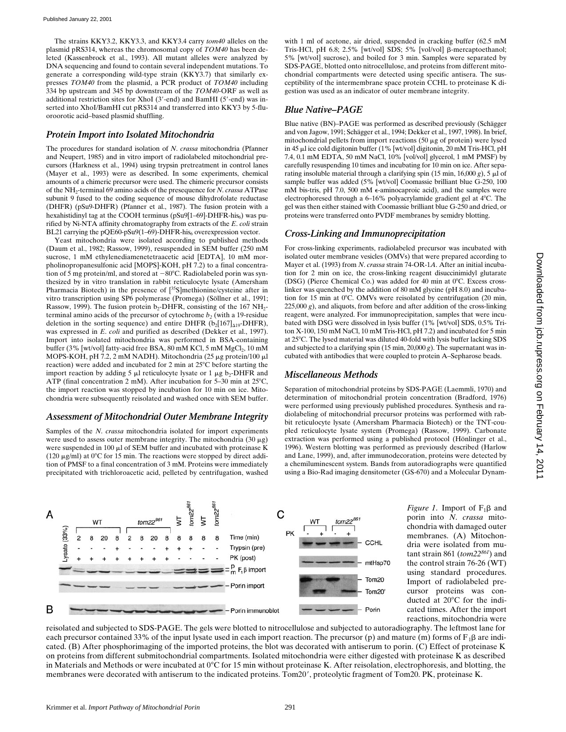The strains KKY3.2, KKY3.3, and KKY3.4 carry *tom40* alleles on the plasmid pRS314, whereas the chromosomal copy of *TOM40* has been deleted (Kassenbrock et al., 1993). All mutant alleles were analyzed by DNA sequencing and found to contain several independent mutations. To generate a corresponding wild-type strain (KKY3.7) that similarly expresses *TOM40* from the plasmid, a PCR product of *TOM40* including 334 bp upstream and 345 bp downstream of the *TOM40*-ORF as well as additional restriction sites for XhoI (3′-end) and BamHI (5′-end) was inserted into XhoI/BamHI cut pRS314 and transferred into KKY3 by 5-fluoroorotic acid–based plasmid shuffling.

## *Protein Import into Isolated Mitochondria*

The procedures for standard isolation of *N. crassa* mitochondria (Pfanner and Neupert, 1985) and in vitro import of radiolabeled mitochondrial precursors (Harkness et al., 1994) using trypsin pretreatment in control lanes (Mayer et al., 1993) were as described. In some experiments, chemical amounts of a chimeric precursor were used. The chimeric precursor consists of the $NH_2$-terminal 69 amino acids of the presequence for *N. crassa* ATPase subunit 9 fused to the coding sequence of mouse dihydrofolate reductase (DHFR) (pSu9-DHFR) (Pfanner et al., 1987). The fusion protein with a hexahistidinyl tag at the COOH terminus (pSu9[1–69]-DHFR-his$_6$) was purified by Ni-NTA affinity chromatography from extracts of the *E. coli* strain BL21 carrying the pQE60-pSu9(1–69)-DHFR-his$_6$ overexpression vector.

Yeast mitochondria were isolated according to published methods (Daum et al., 1982; Rassow, 1999), resuspended in SEM buffer (250 mM sucrose, 1 mM ethylenediamenetetraacetic acid [EDTA], 10 mM morpholinopropanesulfonic acid [MOPS]-KOH, pH 7.2) to a final concentration of 5 mg protein/ml, and stored at −80°C. Radiolabeled porin was synthesized by in vitro translation in rabbit reticulocyte lysate (Amersham Pharmacia Biotech) in the presence of [$^{35}$S]methionine/cysteine after in vitro transcription using SP6 polymerase (Promega) (Söllner et al., 1991; Rassow, 1999). The fusion protein $b_2$-DHFR, consisting of the 167 $NH_2$-terminal amino acids of the precursor of cytochrome $b_2$ (with a 19-residue deletion in the sorting sequence) and entire DHFR ($b_2[167]_{\Delta19}$-DHFR), was expressed in *E. coli* and purified as described (Dekker et al., 1997). Import into isolated mitochondria was performed in BSA-containing buffer (3% [wt/vol] fatty-acid free BSA, 80 mM KCl, 5 mM $MgCl_2$, 10 mM MOPS-KOH, pH 7.2, 2 mM NADH). Mitochondria (25 μg protein/100 μl reaction) were added and incubated for 2 min at 25°C before starting the import reaction by adding 5 μl reticulocyte lysate or 1 μg $b_2$-DHFR and ATP (final concentration 2 mM). After incubation for 5–30 min at 25°C, the import reaction was stopped by incubation for 10 min on ice. Mitochondria were subsequently reisolated and washed once with SEM buffer.

## *Assessment of Mitochondrial Outer Membrane Integrity*

Samples of the *N. crassa* mitochondria isolated for import experiments were used to assess outer membrane integrity. The mitochondria (30 μg) were suspended in 100 μl of SEM buffer and incubated with proteinase K (120 μg/ml) at 0°C for 15 min. The reactions were stopped by direct addition of PMSF to a final concentration of 3 mM. Proteins were immediately precipitated with trichloroacetic acid, pelleted by centrifugation, washed with 1 ml of acetone, air dried, suspended in cracking buffer (62.5 mM Tris-HCl, pH 6.8; 2.5% [wt/vol] SDS; 5% [vol/vol] β-mercaptoethanol; 5% [wt/vol] sucrose), and boiled for 3 min. Samples were separated by SDS-PAGE, blotted onto nitrocellulose, and proteins from different mitochondrial compartments were detected using specific antisera. The susceptibility of the intermembrane space protein CCHL to proteinase K digestion was used as an indicator of outer membrane integrity.

## *Blue Native–PAGE*

Blue native (BN)–PAGE was performed as described previously (Schägger and von Jagow, 1991; Schägger et al., 1994; Dekker et al., 1997, 1998). In brief, mitochondrial pellets from import reactions (50 μg of protein) were lysed in 45 μl ice cold digitonin buffer (1% [wt/vol] digitonin, 20 mM Tris-HCl, pH 7.4, 0.1 mM EDTA, 50 mM NaCl, 10% [vol/vol] glycerol, 1 mM PMSF) by carefully resuspending 10 times and incubating for 10 min on ice. After separating insoluble material through a clarifying spin (15 min, 16,000 *g*), 5 μl of sample buffer was added (5% [wt/vol] Coomassie brilliant blue G-250, 100 mM bis-tris, pH 7.0, 500 mM ε-aminocaproic acid), and the samples were electrophoresed through a 6–16% polyacrylamide gradient gel at 4°C. The gel was then either stained with Coomassie brilliant blue G-250 and dried, or proteins were transferred onto PVDF membranes by semidry blotting.

## *Cross-Linking and Immunoprecipitation*

For cross-linking experiments, radiolabeled precursor was incubated with isolated outer membrane vesicles (OMVs) that were prepared according to Mayer et al. (1993) from *N. crassa* strain 74-OR-1*A*. After an initial incubation for 2 min on ice, the cross-linking reagent disuccinimidyl glutarate (DSG) (Pierce Chemical Co.) was added for 40 min at 0°C. Excess crosslinker was quenched by the addition of 80 mM glycine (pH 8.0) and incubation for 15 min at 0°C. OMVs were reisolated by centrifugation (20 min, 225,000 *g*), and aliquots, from before and after addition of the cross-linking reagent, were analyzed. For immunoprecipitation, samples that were incubated with DSG were dissolved in lysis buffer (1% [wt/vol] SDS, 0.5% Triton X-100, 150 mM NaCl, 10 mM Tris-HCl, pH 7.2) and incubated for 5 min at 25°C. The lysed material was diluted 40-fold with lysis buffer lacking SDS and subjected to a clarifying spin (15 min, 20,000 *g*). The supernatant was incubated with antibodies that were coupled to protein A–Sepharose beads.

## *Miscellaneous Methods*

Separation of mitochondrial proteins by SDS-PAGE (Laemmli, 1970) and determination of mitochondrial protein concentration (Bradford, 1976) were performed using previously published procedures. Synthesis and radiolabeling of mitochondrial precursor proteins was performed with rabbit reticulocyte lysate (Amersham Pharmacia Biotech) or the TNT-coupled reticulocyte lysate system (Promega) (Rassow, 1999). Carbonate extraction was performed using a published protocol (Hönlinger et al., 1996). Western blotting was performed as previously described (Harlow and Lane, 1999), and, after immunodecoration, proteins were detected by a chemiluminescent system. Bands from autoradiographs were quantified using a Bio-Rad imaging densitometer (GS-670) and a Molecular Dynam-

*Figure 1.* Import of $F_1\beta$ and porin into *N. crassa* mitochondria with damaged outer membranes. (A) Mitochondria were isolated from mutant strain 861 (*tom22*$^{861}$) and the control strain 76-26 (WT) using standard procedures. Import of radiolabeled precursor proteins was conducted at 20°C for the indicated times. After the import reactions, mitochondria were reisolated and subjected to SDS-PAGE. The gels were blotted to nitrocellulose and subjected to autoradiography. The leftmost lane for each precursor contained 33% of the input lysate used in each import reaction. The precursor (p) and mature (m) forms of $F_1\beta$ are indicated. (B) After phosphorimaging of the imported proteins, the blot was decorated with antiserum to porin. (C) Effect of proteinase K on proteins from different submitochondrial compartments. Isolated mitochondria were either digested with proteinase K as described in Materials and Methods or were incubated at 0°C for 15 min without proteinase K. After reisolation, electrophoresis, and blotting, the membranes were decorated with antiserum to the indicated proteins. Tom20′, proteolytic fragment of Tom20. PK, proteinase K.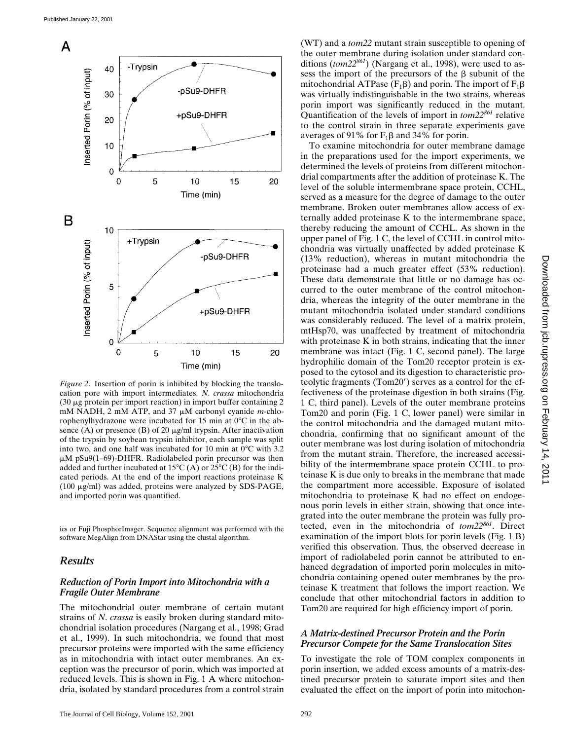*Figure 2.* Insertion of porin is inhibited by blocking the translocation pore with import intermediates. *N. crassa* mitochondria (30 μg protein per import reaction) in import buffer containing 2 mM NADH, 2 mM ATP, and 37 μM carbonyl cyanide *m*-chlorophenylhydrazone were incubated for 15 min at 0°C in the absence (A) or presence (B) of 20 μg/ml trypsin. After inactivation of the trypsin by soybean trypsin inhibitor, each sample was split into two, and one half was incubated for 10 min at 0°C with 3.2 μM pSu9(1–69)-DHFR. Radiolabeled porin precursor was then added and further incubated at 15°C (A) or 25°C (B) for the indicated periods. At the end of the import reactions proteinase K (100 μg/ml) was added, proteins were analyzed by SDS-PAGE, and imported porin was quantified.

ics or Fuji PhosphorImager. Sequence alignment was performed with the software MegAlign from DNAStar using the clustal algorithm.

## Results

### Reduction of Porin Import into Mitochondria with a Fragile Outer Membrane

The mitochondrial outer membrane of certain mutant strains of *N. crassa* is easily broken during standard mitochondrial isolation procedures (Nargang et al., 1998; Grad et al., 1999). In such mitochondria, we found that most precursor proteins were imported with the same efficiency as in mitochondria with intact outer membranes. An exception was the precursor of porin, which was imported at reduced levels. This is shown in Fig. 1 A where mitochondria, isolated by standard procedures from a control strain (WT) and a *tom22* mutant strain susceptible to opening of the outer membrane during isolation under standard conditions (*tom22*[861]) (Nargang et al., 1998), were used to assess the import of the precursors of the β subunit of the mitochondrial ATPase ($F_1\beta$) and porin. The import of $F_1\beta$ was virtually indistinguishable in the two strains, whereas porin import was significantly reduced in the mutant. Quantification of the levels of import in *tom22*[861] relative to the control strain in three separate experiments gave averages of 91% for $F_1\beta$ and 34% for porin.

To examine mitochondria for outer membrane damage in the preparations used for the import experiments, we determined the levels of proteins from different mitochondrial compartments after the addition of proteinase K. The level of the soluble intermembrane space protein, CCHL, served as a measure for the degree of damage to the outer membrane. Broken outer membranes allow access of externally added proteinase K to the intermembrane space, thereby reducing the amount of CCHL. As shown in the upper panel of Fig. 1 C, the level of CCHL in control mitochondria was virtually unaffected by added proteinase K (13% reduction), whereas in mutant mitochondria the proteinase had a much greater effect (53% reduction). These data demonstrate that little or no damage has occurred to the outer membrane of the control mitochondria, whereas the integrity of the outer membrane in the mutant mitochondria isolated under standard conditions was considerably reduced. The level of a matrix protein, mtHsp70, was unaffected by treatment of mitochondria with proteinase K in both strains, indicating that the inner membrane was intact (Fig. 1 C, second panel). The large hydrophilic domain of the Tom20 receptor protein is exposed to the cytosol and its digestion to characteristic proteolytic fragments (Tom20′) serves as a control for the effectiveness of the proteinase digestion in both strains (Fig. 1 C, third panel). Levels of the outer membrane proteins Tom20 and porin (Fig. 1 C, lower panel) were similar in the control mitochondria and the damaged mutant mitochondria, confirming that no significant amount of the outer membrane was lost during isolation of mitochondria from the mutant strain. Therefore, the increased accessibility of the intermembrane space protein CCHL to proteinase K is due only to breaks in the membrane that made the compartment more accessible. Exposure of isolated mitochondria to proteinase K had no effect on endogenous porin levels in either strain, showing that once integrated into the outer membrane the protein was fully protected, even in the mitochondria of *tom22*[861]. Direct examination of the import blots for porin levels (Fig. 1 B) verified this observation. Thus, the observed decrease in import of radiolabeled porin cannot be attributed to enhanced degradation of imported porin molecules in mitochondria containing opened outer membranes by the proteinase K treatment that follows the import reaction. We conclude that other mitochondrial factors in addition to Tom20 are required for high efficiency import of porin.

### A Matrix-destined Precursor Protein and the Porin Precursor Compete for the Same Translocation Sites

To investigate the role of TOM complex components in porin insertion, we added excess amounts of a matrix-destined precursor protein to saturate import sites and then evaluated the effect on the import of porin into mitochon-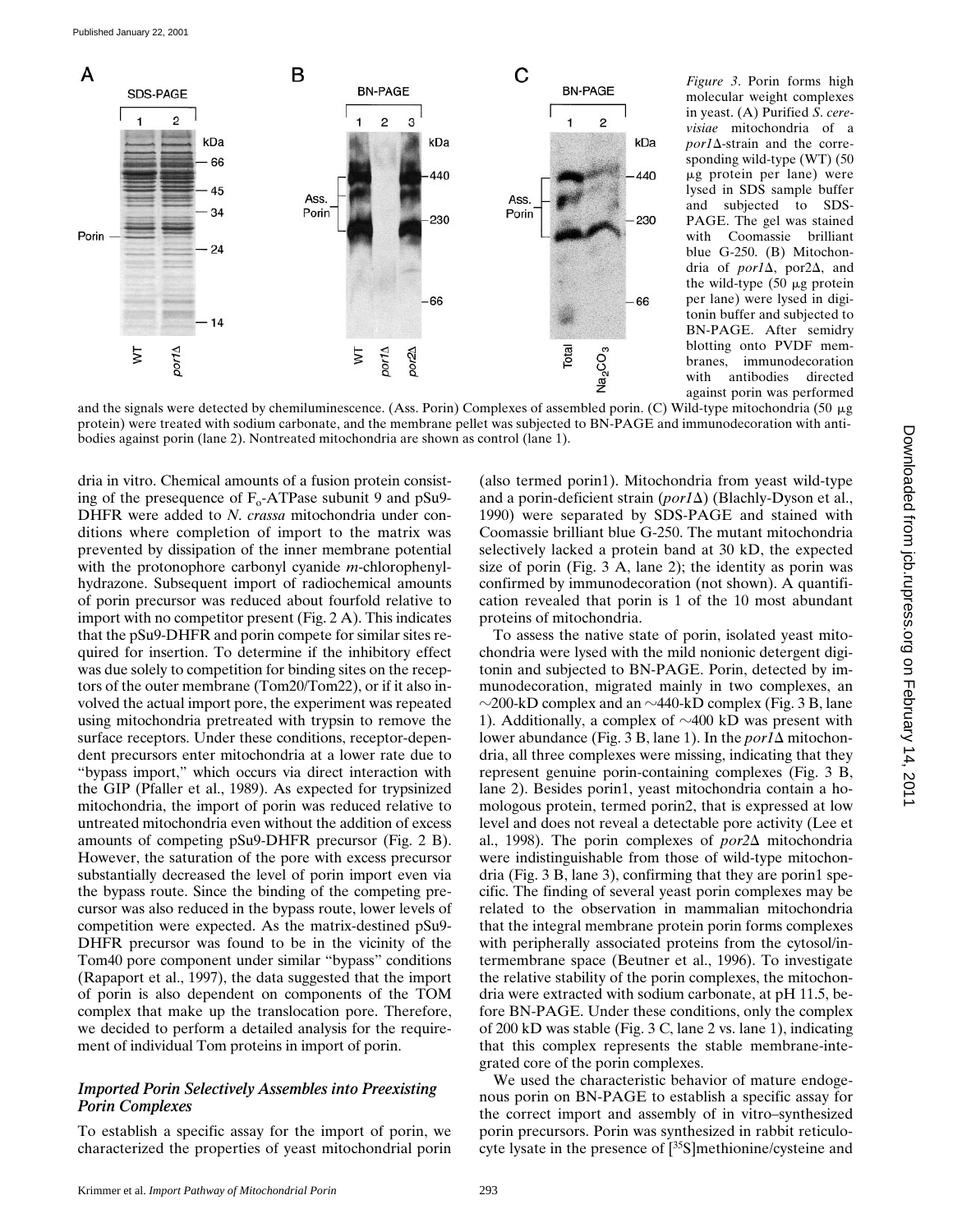*Figure 3*. Porin forms high molecular weight complexes in yeast. (A) Purified *S. cerevisiae* mitochondria of a *por1*Δ-strain and the corresponding wild-type (WT) (50 μg protein per lane) were lysed in SDS sample buffer and subjected to SDS-PAGE. The gel was stained with Coomassie brilliant blue G-250. (B) Mitochondria of *por1*Δ, por2Δ, and the wild-type (50 μg protein per lane) were lysed in digitonin buffer and subjected to BN-PAGE. After semidry blotting onto PVDF membranes, immunodecoration with antibodies directed against porin was performed and the signals were detected by chemiluminescence. (Ass. Porin) Complexes of assembled porin. (C) Wild-type mitochondria (50 μg protein) were treated with sodium carbonate, and the membrane pellet was subjected to BN-PAGE and immunodecoration with antibodies against porin (lane 2). Nontreated mitochondria are shown as control (lane 1).

dria in vitro. Chemical amounts of a fusion protein consisting of the presequence of $F_o$-ATPase subunit 9 and pSu9-DHFR were added to *N. crassa* mitochondria under conditions where completion of import to the matrix was prevented by dissipation of the inner membrane potential with the protonophore carbonyl cyanide *m*-chlorophenylhydrazone. Subsequent import of radiochemical amounts of porin precursor was reduced about fourfold relative to import with no competitor present (Fig. 2 A). This indicates that the pSu9-DHFR and porin compete for similar sites required for insertion. To determine if the inhibitory effect was due solely to competition for binding sites on the receptors of the outer membrane (Tom20/Tom22), or if it also involved the actual import pore, the experiment was repeated using mitochondria pretreated with trypsin to remove the surface receptors. Under these conditions, receptor-dependent precursors enter mitochondria at a lower rate due to "bypass import," which occurs via direct interaction with the GIP (Pfaller et al., 1989). As expected for trypsinized mitochondria, the import of porin was reduced relative to untreated mitochondria even without the addition of excess amounts of competing pSu9-DHFR precursor (Fig. 2 B). However, the saturation of the pore with excess precursor substantially decreased the level of porin import even via the bypass route. Since the binding of the competing precursor was also reduced in the bypass route, lower levels of competition were expected. As the matrix-destined pSu9-DHFR precursor was found to be in the vicinity of the Tom40 pore component under similar "bypass" conditions (Rapaport et al., 1997), the data suggested that the import of porin is also dependent on components of the TOM complex that make up the translocation pore. Therefore, we decided to perform a detailed analysis for the requirement of individual Tom proteins in import of porin.

### *Imported Porin Selectively Assembles into Preexisting Porin Complexes*

To establish a specific assay for the import of porin, we characterized the properties of yeast mitochondrial porin (also termed porin1). Mitochondria from yeast wild-type and a porin-deficient strain (*por1*Δ) (Blachly-Dyson et al., 1990) were separated by SDS-PAGE and stained with Coomassie brilliant blue G-250. The mutant mitochondria selectively lacked a protein band at 30 kD, the expected size of porin (Fig. 3 A, lane 2); the identity as porin was confirmed by immunodecoration (not shown). A quantification revealed that porin is 1 of the 10 most abundant proteins of mitochondria.

To assess the native state of porin, isolated yeast mitochondria were lysed with the mild nonionic detergent digitonin and subjected to BN-PAGE. Porin, detected by immunodecoration, migrated mainly in two complexes, an ∼200-kD complex and an ∼440-kD complex (Fig. 3 B, lane 1). Additionally, a complex of ∼400 kD was present with lower abundance (Fig. 3 B, lane 1). In the *por1*Δ mitochondria, all three complexes were missing, indicating that they represent genuine porin-containing complexes (Fig. 3 B, lane 2). Besides porin1, yeast mitochondria contain a homologous protein, termed porin2, that is expressed at low level and does not reveal a detectable pore activity (Lee et al., 1998). The porin complexes of *por2*Δ mitochondria were indistinguishable from those of wild-type mitochondria (Fig. 3 B, lane 3), confirming that they are porin1 specific. The finding of several yeast porin complexes may be related to the observation in mammalian mitochondria that the integral membrane protein porin forms complexes with peripherally associated proteins from the cytosol/intermembrane space (Beutner et al., 1996). To investigate the relative stability of the porin complexes, the mitochondria were extracted with sodium carbonate, at pH 11.5, before BN-PAGE. Under these conditions, only the complex of 200 kD was stable (Fig. 3 C, lane 2 vs. lane 1), indicating that this complex represents the stable membrane-integrated core of the porin complexes.

We used the characteristic behavior of mature endogenous porin on BN-PAGE to establish a specific assay for the correct import and assembly of in vitro–synthesized porin precursors. Porin was synthesized in rabbit reticulocyte lysate in the presence of [$^{35}$S]methionine/cysteine and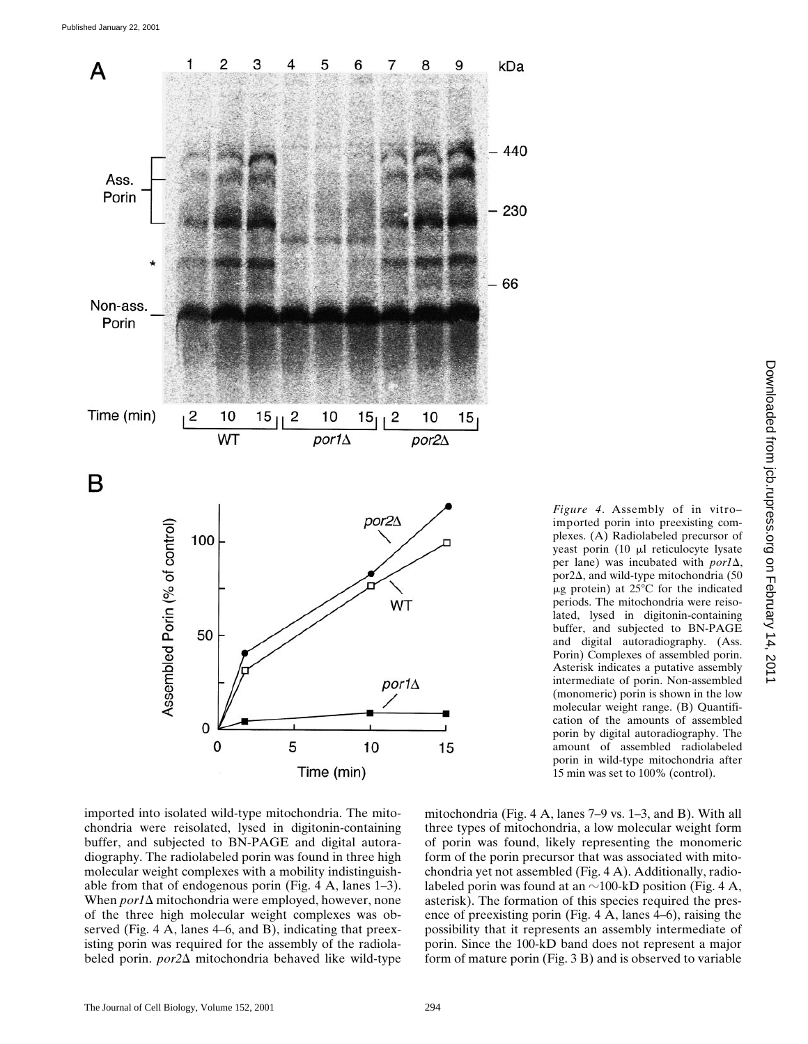*Figure 4*. Assembly of in vitro–imported porin into preexisting complexes. (A) Radiolabeled precursor of yeast porin (10 μl reticulocyte lysate per lane) was incubated with *por1*Δ, por2Δ, and wild-type mitochondria (50 μg protein) at 25°C for the indicated periods. The mitochondria were reisolated, lysed in digitonin-containing buffer, and subjected to BN-PAGE and digital autoradiography. (Ass. Porin) Complexes of assembled porin. Asterisk indicates a putative assembly intermediate of porin. Non-assembled (monomeric) porin is shown in the low molecular weight range. (B) Quantification of the amounts of assembled porin by digital autoradiography. The amount of assembled radiolabeled porin in wild-type mitochondria after 15 min was set to 100% (control).

imported into isolated wild-type mitochondria. The mitochondria were reisolated, lysed in digitonin-containing buffer, and subjected to BN-PAGE and digital autoradiography. The radiolabeled porin was found in three high molecular weight complexes with a mobility indistinguishable from that of endogenous porin (Fig. 4 A, lanes 1–3). When *por1*Δ mitochondria were employed, however, none of the three high molecular weight complexes was observed (Fig. 4 A, lanes 4–6, and B), indicating that preexisting porin was required for the assembly of the radiolabeled porin. *por2*Δ mitochondria behaved like wild-type mitochondria (Fig. 4 A, lanes 7–9 vs. 1–3, and B). With all three types of mitochondria, a low molecular weight form of porin was found, likely representing the monomeric form of the porin precursor that was associated with mitochondria yet not assembled (Fig. 4 A). Additionally, radiolabeled porin was found at an ~100-kD position (Fig. 4 A, asterisk). The formation of this species required the presence of preexisting porin (Fig. 4 A, lanes 4–6), raising the possibility that it represents an assembly intermediate of porin. Since the 100-kD band does not represent a major form of mature porin (Fig. 3 B) and is observed to variable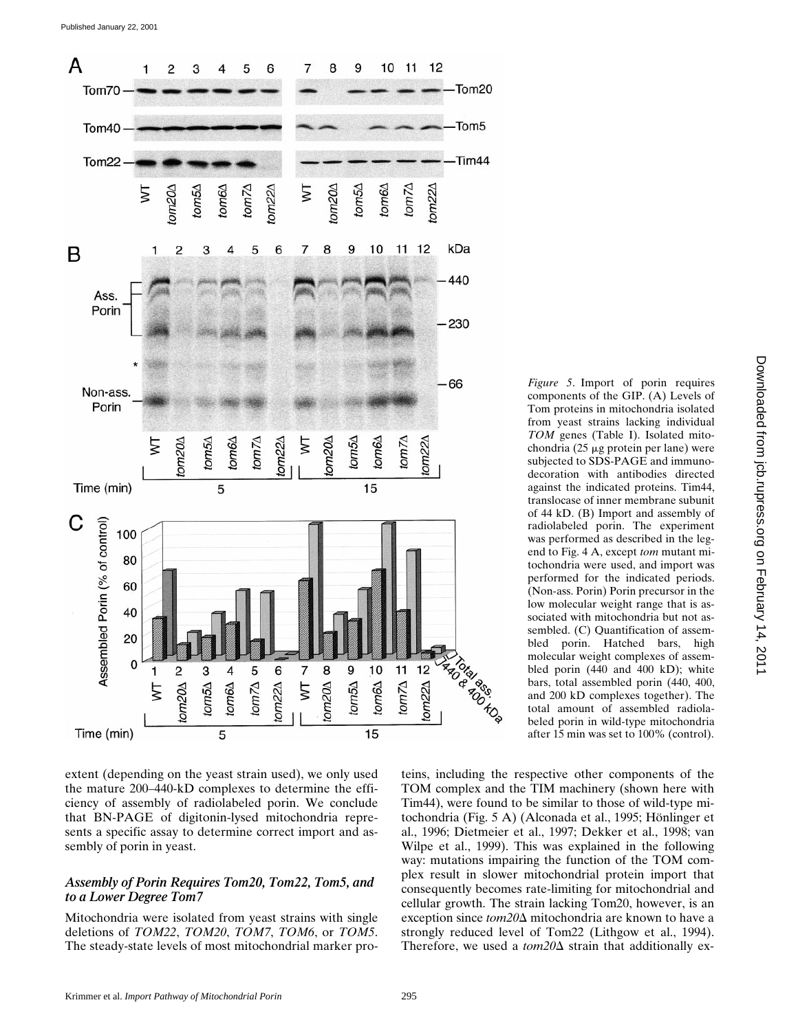*Figure 5*. Import of porin requires components of the GIP. (A) Levels of Tom proteins in mitochondria isolated from yeast strains lacking individual *TOM* genes (Table I). Isolated mitochondria (25 μg protein per lane) were subjected to SDS-PAGE and immunodecoration with antibodies directed against the indicated proteins. Tim44, translocase of inner membrane subunit of 44 kD. (B) Import and assembly of radiolabeled porin. The experiment was performed as described in the legend to Fig. 4 A, except *tom* mutant mitochondria were used, and import was performed for the indicated periods. (Non-ass. Porin) Porin precursor in the low molecular weight range that is associated with mitochondria but not assembled. (C) Quantification of assembled porin. Hatched bars, high molecular weight complexes of assembled porin (440 and 400 kD); white bars, total assembled porin (440, 400, and 200 kD complexes together). The total amount of assembled radiolabeled porin in wild-type mitochondria after 15 min was set to 100% (control).

extent (depending on the yeast strain used), we only used the mature 200–440-kD complexes to determine the efficiency of assembly of radiolabeled porin. We conclude that BN-PAGE of digitonin-lysed mitochondria represents a specific assay to determine correct import and assembly of porin in yeast.

### *Assembly of Porin Requires Tom20, Tom22, Tom5, and to a Lower Degree Tom7*

Mitochondria were isolated from yeast strains with single deletions of *TOM22*, *TOM20*, *TOM7*, *TOM6*, or *TOM5*. The steady-state levels of most mitochondrial marker proteins, including the respective other components of the TOM complex and the TIM machinery (shown here with Tim44), were found to be similar to those of wild-type mitochondria (Fig. 5 A) (Alconada et al., 1995; Hönlinger et al., 1996; Dietmeier et al., 1997; Dekker et al., 1998; van Wilpe et al., 1999). This was explained in the following way: mutations impairing the function of the TOM complex result in slower mitochondrial protein import that consequently becomes rate-limiting for mitochondrial and cellular growth. The strain lacking Tom20, however, is an exception since *tom20*Δ mitochondria are known to have a strongly reduced level of Tom22 (Lithgow et al., 1994). Therefore, we used a *tom20*Δ strain that additionally ex-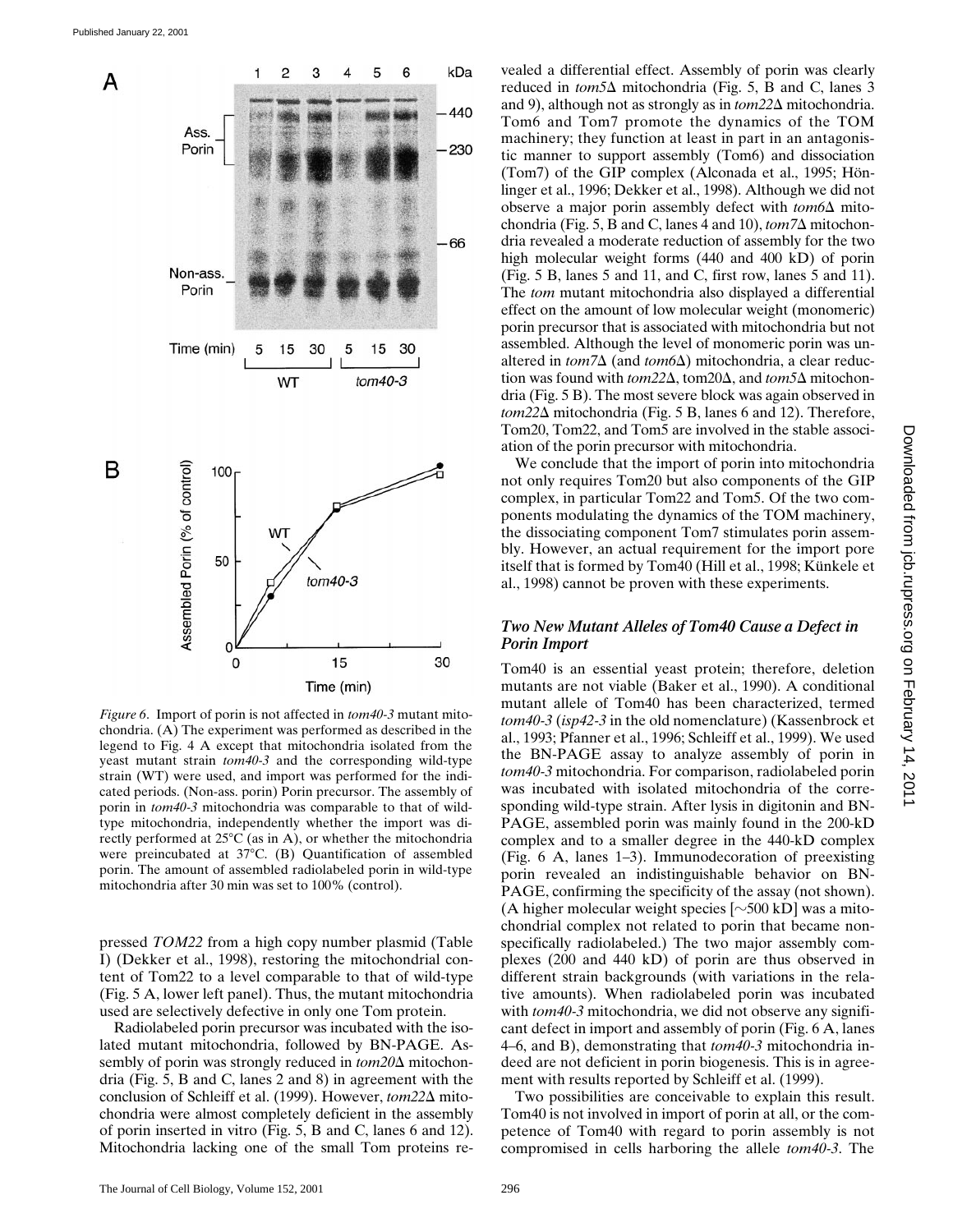*Figure 6*. Import of porin is not affected in *tom40-3* mutant mitochondria. (A) The experiment was performed as described in the legend to Fig. 4 A except that mitochondria isolated from the yeast mutant strain *tom40-3* and the corresponding wild-type strain (WT) were used, and import was performed for the indicated periods. (Non-ass. porin) Porin precursor. The assembly of porin in *tom40-3* mitochondria was comparable to that of wild-type mitochondria, independently whether the import was directly performed at 25°C (as in A), or whether the mitochondria were preincubated at 37°C. (B) Quantification of assembled porin. The amount of assembled radiolabeled porin in wild-type mitochondria after 30 min was set to 100% (control).

pressed *TOM22* from a high copy number plasmid (Table I) (Dekker et al., 1998), restoring the mitochondrial content of Tom22 to a level comparable to that of wild-type (Fig. 5 A, lower left panel). Thus, the mutant mitochondria used are selectively defective in only one Tom protein.

Radiolabeled porin precursor was incubated with the isolated mutant mitochondria, followed by BN-PAGE. Assembly of porin was strongly reduced in *tom20*Δ mitochondria (Fig. 5, B and C, lanes 2 and 8) in agreement with the conclusion of Schleiff et al. (1999). However, *tom22*Δ mitochondria were almost completely deficient in the assembly of porin inserted in vitro (Fig. 5, B and C, lanes 6 and 12). Mitochondria lacking one of the small Tom proteins revealed a differential effect. Assembly of porin was clearly reduced in *tom5*Δ mitochondria (Fig. 5, B and C, lanes 3 and 9), although not as strongly as in *tom22*Δ mitochondria. Tom6 and Tom7 promote the dynamics of the TOM machinery; they function at least in part in an antagonistic manner to support assembly (Tom6) and dissociation (Tom7) of the GIP complex (Alconada et al., 1995; Hönlinger et al., 1996; Dekker et al., 1998). Although we did not observe a major porin assembly defect with *tom6*Δ mitochondria (Fig. 5, B and C, lanes 4 and 10), *tom7*Δ mitochondria revealed a moderate reduction of assembly for the two high molecular weight forms (440 and 400 kD) of porin (Fig. 5 B, lanes 5 and 11, and C, first row, lanes 5 and 11). The *tom* mutant mitochondria also displayed a differential effect on the amount of low molecular weight (monomeric) porin precursor that is associated with mitochondria but not assembled. Although the level of monomeric porin was unaltered in *tom7*Δ (and *tom6*Δ) mitochondria, a clear reduction was found with *tom22*Δ, tom20Δ, and *tom5*Δ mitochondria (Fig. 5 B). The most severe block was again observed in *tom22*Δ mitochondria (Fig. 5 B, lanes 6 and 12). Therefore, Tom20, Tom22, and Tom5 are involved in the stable association of the porin precursor with mitochondria.

We conclude that the import of porin into mitochondria not only requires Tom20 but also components of the GIP complex, in particular Tom22 and Tom5. Of the two components modulating the dynamics of the TOM machinery, the dissociating component Tom7 stimulates porin assembly. However, an actual requirement for the import pore itself that is formed by Tom40 (Hill et al., 1998; Künkele et al., 1998) cannot be proven with these experiments.

### *Two New Mutant Alleles of Tom40 Cause a Defect in Porin Import*

Tom40 is an essential yeast protein; therefore, deletion mutants are not viable (Baker et al., 1990). A conditional mutant allele of Tom40 has been characterized, termed *tom40-3* (*isp42-3* in the old nomenclature) (Kassenbrock et al., 1993; Pfanner et al., 1996; Schleiff et al., 1999). We used the BN-PAGE assay to analyze assembly of porin in *tom40-3* mitochondria. For comparison, radiolabeled porin was incubated with isolated mitochondria of the corresponding wild-type strain. After lysis in digitonin and BN-PAGE, assembled porin was mainly found in the 200-kD complex and to a smaller degree in the 440-kD complex (Fig. 6 A, lanes 1–3). Immunodecoration of preexisting porin revealed an indistinguishable behavior on BN-PAGE, confirming the specificity of the assay (not shown). (A higher molecular weight species [~500 kD] was a mitochondrial complex not related to porin that became nonspecifically radiolabeled.) The two major assembly complexes (200 and 440 kD) of porin are thus observed in different strain backgrounds (with variations in the relative amounts). When radiolabeled porin was incubated with *tom40-3* mitochondria, we did not observe any significant defect in import and assembly of porin (Fig. 6 A, lanes 4–6, and B), demonstrating that *tom40-3* mitochondria indeed are not deficient in porin biogenesis. This is in agreement with results reported by Schleiff et al. (1999).

Two possibilities are conceivable to explain this result. Tom40 is not involved in import of porin at all, or the competence of Tom40 with regard to porin assembly is not compromised in cells harboring the allele *tom40-3*. The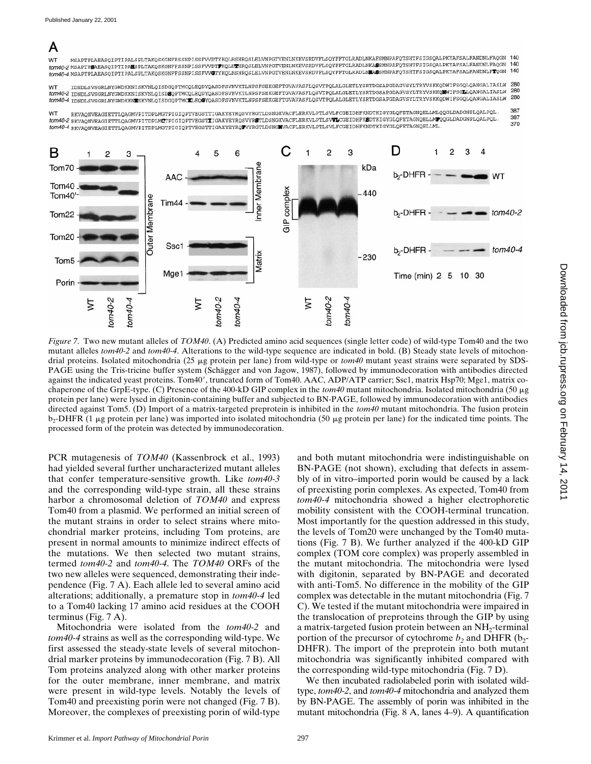*Figure 7.* Two new mutant alleles of *TOM40*. (A) Predicted amino acid sequences (single letter code) of wild-type Tom40 and the two mutant alleles *tom40-2* and *tom40-4*. Alterations to the wild-type sequence are indicated in bold. (B) Steady state levels of mitochondrial proteins. Isolated mitochondria (25 μg protein per lane) from wild-type or *tom40* mutant yeast strains were separated by SDS-PAGE using the Tris-tricine buffer system (Schägger and von Jagow, 1987), followed by immunodecoration with antibodies directed against the indicated yeast proteins. Tom40′, truncated form of Tom40. AAC, ADP/ATP carrier; Ssc1, matrix Hsp70; Mge1, matrix co-chaperone of the GrpE-type. (C) Presence of the 400-kD GIP complex in the *tom40* mutant mitochondria. Isolated mitochondria (50 μg protein per lane) were lysed in digitonin-containing buffer and subjected to BN-PAGE, followed by immunodecoration with antibodies directed against Tom5. (D) Import of a matrix-targeted preprotein is inhibited in the *tom40* mutant mitochondria. The fusion protein $b_2$-DHFR (1 μg protein per lane) was imported into isolated mitochondria (50 μg protein per lane) for the indicated time points. The processed form of the protein was detected by immunodecoration.

PCR mutagenesis of *TOM40* (Kassenbrock et al., 1993) had yielded several further uncharacterized mutant alleles that confer temperature-sensitive growth. Like *tom40-3* and the corresponding wild-type strain, all these strains harbor a chromosomal deletion of *TOM40* and express Tom40 from a plasmid. We performed an initial screen of the mutant strains in order to select strains where mitochondrial marker proteins, including Tom proteins, are present in normal amounts to minimize indirect effects of the mutations. We then selected two mutant strains, termed *tom40-2* and *tom40-4*. The *TOM40* ORFs of the two new alleles were sequenced, demonstrating their independence (Fig. 7 A). Each allele led to several amino acid alterations; additionally, a premature stop in *tom40-4* led to a Tom40 lacking 17 amino acid residues at the COOH terminus (Fig. 7 A).

Mitochondria were isolated from the *tom40-2* and *tom40-4* strains as well as the corresponding wild-type. We first assessed the steady-state levels of several mitochondrial marker proteins by immunodecoration (Fig. 7 B). All Tom proteins analyzed along with other marker proteins for the outer membrane, inner membrane, and matrix were present in wild-type levels. Notably the levels of Tom40 and preexisting porin were not changed (Fig. 7 B). Moreover, the complexes of preexisting porin of wild-type and both mutant mitochondria were indistinguishable on BN-PAGE (not shown), excluding that defects in assembly of in vitro–imported porin would be caused by a lack of preexisting porin complexes. As expected, Tom40 from *tom40-4* mitochondria showed a higher electrophoretic mobility consistent with the COOH-terminal truncation. Most importantly for the question addressed in this study, the levels of Tom20 were unchanged by the Tom40 mutations (Fig. 7 B). We further analyzed if the 400-kD GIP complex (TOM core complex) was properly assembled in the mutant mitochondria. The mitochondria were lysed with digitonin, separated by BN-PAGE and decorated with anti-Tom5. No difference in the mobility of the GIP complex was detectable in the mutant mitochondria (Fig. 7 C). We tested if the mutant mitochondria were impaired in the translocation of preproteins through the GIP by using a matrix-targeted fusion protein between an $NH_2$-terminal portion of the precursor of cytochrome $b_2$ and DHFR ($b_2$-DHFR). The import of the preprotein into both mutant mitochondria was significantly inhibited compared with the corresponding wild-type mitochondria (Fig. 7 D).

We then incubated radiolabeled porin with isolated wild-type, *tom40-2*, and *tom40-4* mitochondria and analyzed them by BN-PAGE. The assembly of porin was inhibited in the mutant mitochondria (Fig. 8 A, lanes 4–9). A quantification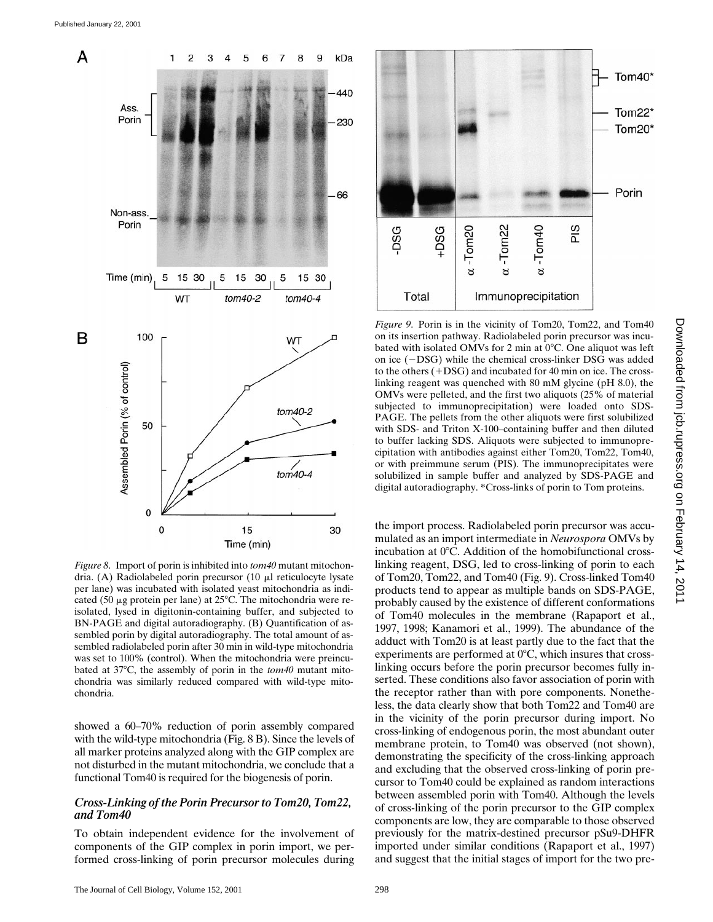*Figure 8*. Import of porin is inhibited into *tom40* mutant mitochondria. (A) Radiolabeled porin precursor (10 μl reticulocyte lysate per lane) was incubated with isolated yeast mitochondria as indicated (50 μg protein per lane) at 25°C. The mitochondria were reisolated, lysed in digitonin-containing buffer, and subjected to BN-PAGE and digital autoradiography. (B) Quantification of assembled porin by digital autoradiography. The total amount of assembled radiolabeled porin after 30 min in wild-type mitochondria was set to 100% (control). When the mitochondria were preincubated at 37°C, the assembly of porin in the *tom40* mutant mitochondria was similarly reduced compared with wild-type mitochondria.

showed a 60–70% reduction of porin assembly compared with the wild-type mitochondria (Fig. 8 B). Since the levels of all marker proteins analyzed along with the GIP complex are not disturbed in the mutant mitochondria, we conclude that a functional Tom40 is required for the biogenesis of porin.

### *Cross-Linking of the Porin Precursor to Tom20, Tom22, and Tom40*

To obtain independent evidence for the involvement of components of the GIP complex in porin import, we performed cross-linking of porin precursor molecules during the import process. Radiolabeled porin precursor was accumulated as an import intermediate in *Neurospora* OMVs by incubation at 0°C. Addition of the homobifunctional cross-linking reagent, DSG, led to cross-linking of porin to each of Tom20, Tom22, and Tom40 (Fig. 9). Cross-linked Tom40 products tend to appear as multiple bands on SDS-PAGE, probably caused by the existence of different conformations of Tom40 molecules in the membrane (Rapaport et al., 1997, 1998; Kanamori et al., 1999). The abundance of the adduct with Tom20 is at least partly due to the fact that the experiments are performed at 0°C, which insures that cross-linking occurs before the porin precursor becomes fully inserted. These conditions also favor association of porin with the receptor rather than with pore components. Nonetheless, the data clearly show that both Tom22 and Tom40 are in the vicinity of the porin precursor during import. No cross-linking of endogenous porin, the most abundant outer membrane protein, to Tom40 was observed (not shown), demonstrating the specificity of the cross-linking approach and excluding that the observed cross-linking of porin precursor to Tom40 could be explained as random interactions between assembled porin with Tom40. Although the levels of cross-linking of the porin precursor to the GIP complex components are low, they are comparable to those observed previously for the matrix-destined precursor pSu9-DHFR imported under similar conditions (Rapaport et al., 1997) and suggest that the initial stages of import for the two pre-

*Figure 9*. Porin is in the vicinity of Tom20, Tom22, and Tom40 on its insertion pathway. Radiolabeled porin precursor was incubated with isolated OMVs for 2 min at 0°C. One aliquot was left on ice (−DSG) while the chemical cross-linker DSG was added to the others (+DSG) and incubated for 40 min on ice. The cross-linking reagent was quenched with 80 mM glycine (pH 8.0), the OMVs were pelleted, and the first two aliquots (25% of material subjected to immunoprecipitation) were loaded onto SDS-PAGE. The pellets from the other aliquots were first solubilized with SDS- and Triton X-100–containing buffer and then diluted to buffer lacking SDS. Aliquots were subjected to immunoprecipitation with antibodies against either Tom20, Tom22, Tom40, or with preimmune serum (PIS). The immunoprecipitates were solubilized in sample buffer and analyzed by SDS-PAGE and digital autoradiography. *Cross-links of porin to Tom proteins.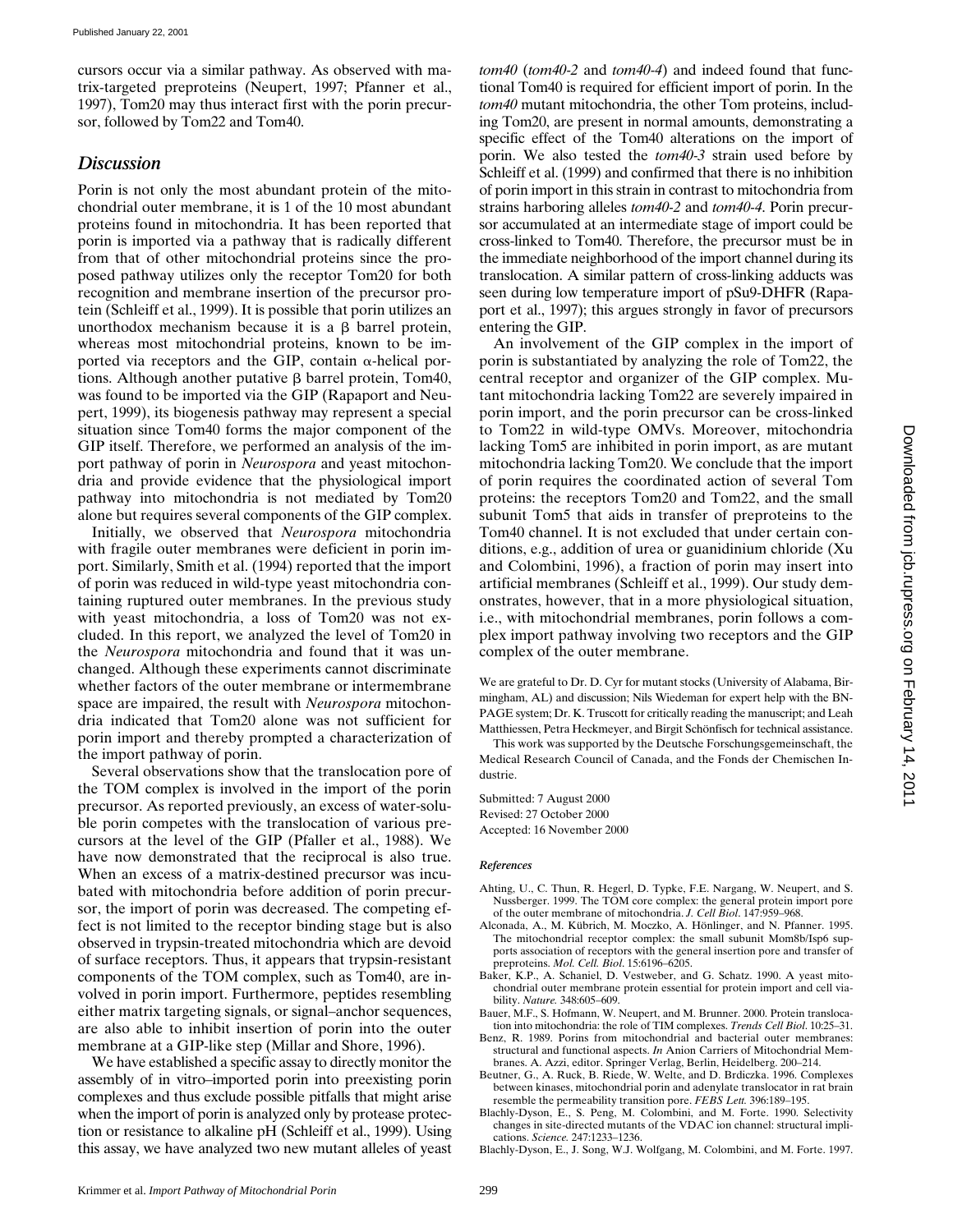cursors occur via a similar pathway. As observed with matrix-targeted preproteins (Neupert, 1997; Pfanner et al., 1997), Tom20 may thus interact first with the porin precursor, followed by Tom22 and Tom40.

## Discussion

Porin is not only the most abundant protein of the mitochondrial outer membrane, it is 1 of the 10 most abundant proteins found in mitochondria. It has been reported that porin is imported via a pathway that is radically different from that of other mitochondrial proteins since the proposed pathway utilizes only the receptor Tom20 for both recognition and membrane insertion of the precursor protein (Schleiff et al., 1999). It is possible that porin utilizes an unorthodox mechanism because it is a β barrel protein, whereas most mitochondrial proteins, known to be imported via receptors and the GIP, contain α-helical portions. Although another putative β barrel protein, Tom40, was found to be imported via the GIP (Rapaport and Neupert, 1999), its biogenesis pathway may represent a special situation since Tom40 forms the major component of the GIP itself. Therefore, we performed an analysis of the import pathway of porin in *Neurospora* and yeast mitochondria and provide evidence that the physiological import pathway into mitochondria is not mediated by Tom20 alone but requires several components of the GIP complex.

Initially, we observed that *Neurospora* mitochondria with fragile outer membranes were deficient in porin import. Similarly, Smith et al. (1994) reported that the import of porin was reduced in wild-type yeast mitochondria containing ruptured outer membranes. In the previous study with yeast mitochondria, a loss of Tom20 was not excluded. In this report, we analyzed the level of Tom20 in the *Neurospora* mitochondria and found that it was unchanged. Although these experiments cannot discriminate whether factors of the outer membrane or intermembrane space are impaired, the result with *Neurospora* mitochondria indicated that Tom20 alone was not sufficient for porin import and thereby prompted a characterization of the import pathway of porin.

Several observations show that the translocation pore of the TOM complex is involved in the import of the porin precursor. As reported previously, an excess of water-soluble porin competes with the translocation of various precursors at the level of the GIP (Pfaller et al., 1988). We have now demonstrated that the reciprocal is also true. When an excess of a matrix-destined precursor was incubated with mitochondria before addition of porin precursor, the import of porin was decreased. The competing effect is not limited to the receptor binding stage but is also observed in trypsin-treated mitochondria which are devoid of surface receptors. Thus, it appears that trypsin-resistant components of the TOM complex, such as Tom40, are involved in porin import. Furthermore, peptides resembling either matrix targeting signals, or signal–anchor sequences, are also able to inhibit insertion of porin into the outer membrane at a GIP-like step (Millar and Shore, 1996).

We have established a specific assay to directly monitor the assembly of in vitro–imported porin into preexisting porin complexes and thus exclude possible pitfalls that might arise when the import of porin is analyzed only by protease protection or resistance to alkaline pH (Schleiff et al., 1999). Using this assay, we have analyzed two new mutant alleles of yeast *tom40* (*tom40-2* and *tom40-4*) and indeed found that functional Tom40 is required for efficient import of porin. In the *tom40* mutant mitochondria, the other Tom proteins, including Tom20, are present in normal amounts, demonstrating a specific effect of the Tom40 alterations on the import of porin. We also tested the *tom40-3* strain used before by Schleiff et al. (1999) and confirmed that there is no inhibition of porin import in this strain in contrast to mitochondria from strains harboring alleles *tom40-2* and *tom40-4*. Porin precursor accumulated at an intermediate stage of import could be cross-linked to Tom40. Therefore, the precursor must be in the immediate neighborhood of the import channel during its translocation. A similar pattern of cross-linking adducts was seen during low temperature import of pSu9-DHFR (Rapaport et al., 1997); this argues strongly in favor of precursors entering the GIP.

An involvement of the GIP complex in the import of porin is substantiated by analyzing the role of Tom22, the central receptor and organizer of the GIP complex. Mutant mitochondria lacking Tom22 are severely impaired in porin import, and the porin precursor can be cross-linked to Tom22 in wild-type OMVs. Moreover, mitochondria lacking Tom5 are inhibited in porin import, as are mutant mitochondria lacking Tom20. We conclude that the import of porin requires the coordinated action of several Tom proteins: the receptors Tom20 and Tom22, and the small subunit Tom5 that aids in transfer of preproteins to the Tom40 channel. It is not excluded that under certain conditions, e.g., addition of urea or guanidinium chloride (Xu and Colombini, 1996), a fraction of porin may insert into artificial membranes (Schleiff et al., 1999). Our study demonstrates, however, that in a more physiological situation, i.e., with mitochondrial membranes, porin follows a complex import pathway involving two receptors and the GIP complex of the outer membrane.

We are grateful to Dr. D. Cyr for mutant stocks (University of Alabama, Birmingham, AL) and discussion; Nils Wiedeman for expert help with the BN-PAGE system; Dr. K. Truscott for critically reading the manuscript; and Leah Matthiessen, Petra Heckmeyer, and Birgit Schönfisch for technical assistance.

This work was supported by the Deutsche Forschungsgemeinschaft, the Medical Research Council of Canada, and the Fonds der Chemischen Industrie.

Submitted: 7 August 2000
Revised: 27 October 2000
Accepted: 16 November 2000

### References

- Ahting, U., C. Thun, R. Hegerl, D. Typke, F.E. Nargang, W. Neupert, and S. Nussberger. 1999. The TOM core complex: the general protein import pore of the outer membrane of mitochondria. *J. Cell Biol.* 147:959–968.
- Alconada, A., M. Kübrich, M. Moczko, A. Hönlinger, and N. Pfanner. 1995. The mitochondrial receptor complex: the small subunit Mom8b/Isp6 supports association of receptors with the general insertion pore and transfer of preproteins. *Mol. Cell. Biol.* 15:6196–6205.
- Baker, K.P., A. Schaniel, D. Vestweber, and G. Schatz. 1990. A yeast mitochondrial outer membrane protein essential for protein import and cell viability. *Nature.* 348:605–609.
- Bauer, M.F., S. Hofmann, W. Neupert, and M. Brunner. 2000. Protein translocation into mitochondria: the role of TIM complexes. *Trends Cell Biol.* 10:25–31.
- Benz, R. 1989. Porins from mitochondrial and bacterial outer membranes: structural and functional aspects. *In* Anion Carriers of Mitochondrial Membranes. A. Azzi, editor. Springer Verlag, Berlin, Heidelberg. 200–214.
- Beutner, G., A. Ruck, B. Riede, W. Welte, and D. Brdiczka. 1996. Complexes between kinases, mitochondrial porin and adenylate translocator in rat brain resemble the permeability transition pore. *FEBS Lett.* 396:189–195.
- Blachly-Dyson, E., S. Peng, M. Colombini, and M. Forte. 1990. Selectivity changes in site-directed mutants of the VDAC ion channel: structural implications. *Science.* 247:1233–1236.
- Blachly-Dyson, E., J. Song, W.J. Wolfgang, M. Colombini, and M. Forte. 1997.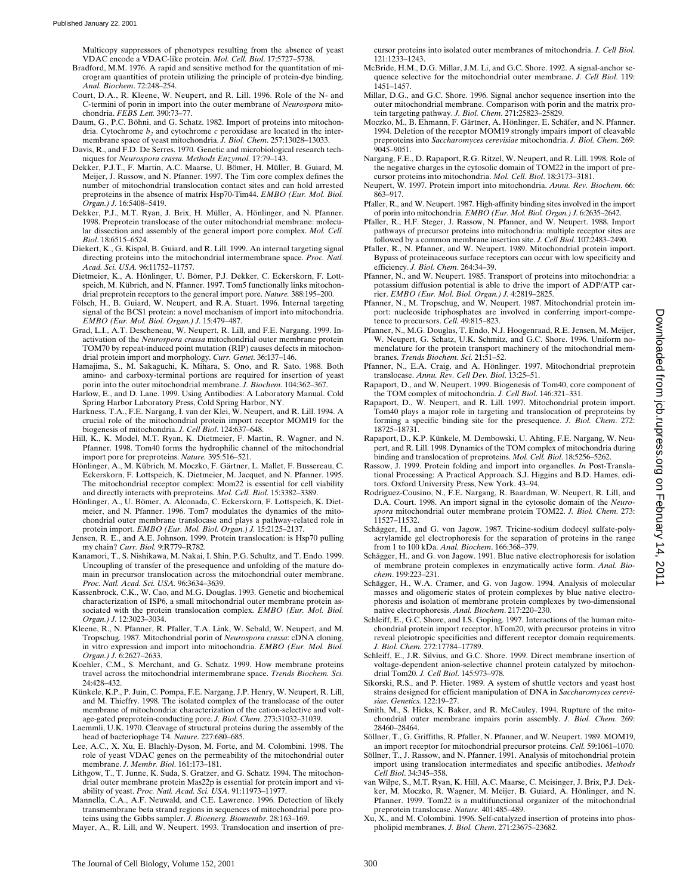Multicopy suppressors of phenotypes resulting from the absence of yeast VDAC encode a VDAC-like protein. *Mol. Cell. Biol*. 17:5727–5738.

Bradford, M.M. 1976. A rapid and sensitive method for the quantitation of microgram quantities of protein utilizing the principle of protein-dye binding. *Anal. Biochem*. 72:248–254.

Court, D.A., R. Kleene, W. Neupert, and R. Lill. 1996. Role of the N- and C-termini of porin in import into the outer membrane of *Neurospora* mitochondria. *FEBS Lett.* 390:73–77.

Daum, G., P.C. Böhni, and G. Schatz. 1982. Import of proteins into mitochondria. Cytochrome $b_2$ and cytochrome *c* peroxidase are located in the intermembrane space of yeast mitochondria. *J. Biol. Chem*. 257:13028–13033.

Davis, R., and F.D. De Serres. 1970. Genetic and microbiological research techniques for *Neurospora crassa*. *Methods Enzymol.* 17:79–143.

Dekker, P.J.T., F. Martin, A.C. Maarse, U. Bömer, H. Müller, B. Guiard, M. Meijer, J. Rassow, and N. Pfanner. 1997. The Tim core complex defines the number of mitochondrial translocation contact sites and can hold arrested preproteins in the absence of matrix Hsp70-Tim44. *EMBO (Eur. Mol. Biol. Organ.) J.* 16:5408–5419.

Dekker, P.J., M.T. Ryan, J. Brix, H. Müller, A. Hönlinger, and N. Pfanner. 1998. Preprotein translocase of the outer mitochondrial membrane: molecular dissection and assembly of the general import pore complex. *Mol. Cell. Biol*. 18:6515–6524.

Diekert, K., G. Kispal, B. Guiard, and R. Lill. 1999. An internal targeting signal directing proteins into the mitochondrial intermembrane space. *Proc. Natl. Acad. Sci. USA.* 96:11752–11757.

Dietmeier, K., A. Hönlinger, U. Bömer, P.J. Dekker, C. Eckerskorn, F. Lottspeich, M. Kübrich, and N. Pfanner. 1997. Tom5 functionally links mitochondrial preprotein receptors to the general import pore. *Nature.* 388:195–200.

Fölsch, H., B. Guiard, W. Neupert, and R.A. Stuart. 1996. Internal targeting signal of the BCS1 protein: a novel mechanism of import into mitochondria. *EMBO (Eur. Mol. Biol. Organ.) J.* 15:479–487.

Grad, L.I., A.T. Descheneau, W. Neupert, R. Lill, and F.E. Nargang. 1999. Inactivation of the *Neurospora crassa* mitochondrial outer membrane protein TOM70 by repeat-induced point mutation (RIP) causes defects in mitochondrial protein import and morphology. *Curr. Genet*. 36:137–146.

Hamajima, S., M. Sakaguchi, K. Mihara, S. Ono, and R. Sato. 1988. Both amino- and carboxy-terminal portions are required for insertion of yeast porin into the outer mitochondrial membrane. *J. Biochem.* 104:362–367.

Harlow, E., and D. Lane. 1999. Using Antibodies: A Laboratory Manual. Cold Spring Harbor Laboratory Press, Cold Spring Harbor, NY.

Harkness, T.A., F.E. Nargang, I. van der Klei, W. Neupert, and R. Lill. 1994. A crucial role of the mitochondrial protein import receptor MOM19 for the biogenesis of mitochondria. *J. Cell Biol*. 124:637–648.

Hill, K., K. Model, M.T. Ryan, K. Dietmeier, F. Martin, R. Wagner, and N. Pfanner. 1998. Tom40 forms the hydrophilic channel of the mitochondrial import pore for preproteins. *Nature.* 395:516–521.

Hönlinger, A., M. Kübrich, M. Moczko, F. Gärtner, L. Mallet, F. Bussereau, C. Eckerskorn, F. Lottspeich, K. Dietmeier, M. Jacquet, and N. Pfanner. 1995. The mitochondrial receptor complex: Mom22 is essential for cell viability and directly interacts with preproteins. *Mol. Cell. Biol.* 15:3382–3389.

Hönlinger, A., U. Bömer, A. Alconada, C. Eckerskorn, F. Lottspeich, K. Dietmeier, and N. Pfanner. 1996. Tom7 modulates the dynamics of the mitochondrial outer membrane translocase and plays a pathway-related role in protein import. *EMBO (Eur. Mol. Biol. Organ.) J.* 15:2125–2137.

Jensen, R. E., and A.E. Johnson. 1999. Protein translocation: is Hsp70 pulling my chain? *Curr. Biol.* 9:R779–R782.

Kanamori, T., S. Nishikawa, M. Nakai, I. Shin, P.G. Schultz, and T. Endo. 1999. Uncoupling of transfer of the presequence and unfolding of the mature domain in precursor translocation across the mitochondrial outer membrane. *Proc. Natl. Acad. Sci. USA.* 96:3634–3639.

Kassenbrock, C.K., W. Cao, and M.G. Douglas. 1993. Genetic and biochemical characterization of ISP6, a small mitochondrial outer membrane protein associated with the protein translocation complex. *EMBO (Eur. Mol. Biol. Organ.) J.* 12:3023–3034.

Kleene, R., N. Pfanner, R. Pfaller, T.A. Link, W. Sebald, W. Neupert, and M. Tropschug. 1987. Mitochondrial porin of *Neurospora crassa*: cDNA cloning, in vitro expression and import into mitochondria. *EMBO (Eur. Mol. Biol. Organ.) J.* 6:2627–2633.

Koehler, C.M., S. Merchant, and G. Schatz. 1999. How membrane proteins travel across the mitochondrial intermembrane space. *Trends Biochem. Sci.* 24:428–432.

Künkele, K.P., P. Juin, C. Pompa, F.E. Nargang, J.P. Henry, W. Neupert, R. Lill, and M. Thieffry. 1998. The isolated complex of the translocase of the outer membrane of mitochondria: characterization of the cation-selective and voltage-gated preprotein-conducting pore. *J. Biol. Chem*. 273:31032–31039.

Laemmli, U.K. 1970. Cleavage of structural proteins during the assembly of the head of bacteriophage T4. *Nature*. 227:680–685.

Lee, A.C., X. Xu, E. Blachly-Dyson, M. Forte, and M. Colombini. 1998. The role of yeast VDAC genes on the permeability of the mitochondrial outer membrane. *J. Membr. Biol*. 161:173–181.

Lithgow, T., T. Junne, K. Suda, S. Gratzer, and G. Schatz. 1994. The mitochondrial outer membrane protein Mas22p is essential for protein import and viability of yeast. *Proc. Natl. Acad. Sci. USA*. 91:11973–11977.

Mannella, C.A., A.F. Neuwald, and C.E. Lawrence. 1996. Detection of likely transmembrane beta strand regions in sequences of mitochondrial pore proteins using the Gibbs sampler. *J. Bioenerg. Biomembr*. 28:163–169.

Mayer, A., R. Lill, and W. Neupert. 1993. Translocation and insertion of precursor proteins into isolated outer membranes of mitochondria. *J. Cell Biol*. 121:1233–1243.

McBride, H.M., D.G. Millar, J.M. Li, and G.C. Shore. 1992. A signal-anchor sequence selective for the mitochondrial outer membrane. *J. Cell Biol*. 119: 1451–1457.

Millar, D.G., and G.C. Shore. 1996. Signal anchor sequence insertion into the outer mitochondrial membrane. Comparison with porin and the matrix protein targeting pathway. *J. Biol. Chem*. 271:25823–25829.

Moczko, M., B. Ehmann, F. Gärtner, A. Hönlinger, E. Schäfer, and N. Pfanner. 1994. Deletion of the receptor MOM19 strongly impairs import of cleavable preproteins into *Saccharomyces cerevisiae* mitochondria. *J. Biol. Chem.* 269: 9045–9051.

Nargang, F.E., D. Rapaport, R.G. Ritzel, W. Neupert, and R. Lill. 1998. Role of the negative charges in the cytosolic domain of TOM22 in the import of precursor proteins into mitochondria. *Mol. Cell. Biol*. 18:3173–3181.

Neupert, W. 1997. Protein import into mitochondria. *Annu. Rev. Biochem*. 66: 863–917.

Pfaller, R., and W. Neupert. 1987. High-affinity binding sites involved in the import of porin into mitochondria. *EMBO (Eur. Mol. Biol. Organ.) J.* 6:2635–2642.

Pfaller, R., H.F. Steger, J. Rassow, N. Pfanner, and W. Neupert. 1988. Import pathways of precursor proteins into mitochondria: multiple receptor sites are followed by a common membrane insertion site. *J. Cell Biol*. 107:2483–2490.

Pfaller, R., N. Pfanner, and W. Neupert. 1989. Mitochondrial protein import. Bypass of proteinaceous surface receptors can occur with low specificity and efficiency. *J. Biol. Chem*. 264:34–39.

Pfanner, N., and W. Neupert. 1985. Transport of proteins into mitochondria: a potassium diffusion potential is able to drive the import of ADP/ATP carrier. *EMBO (Eur. Mol. Biol. Organ.) J.* 4:2819–2825.

Pfanner, N., M. Tropschug, and W. Neupert. 1987. Mitochondrial protein import: nucleoside triphosphates are involved in conferring import-competence to precursors. *Cell.* 49:815–823.

Pfanner, N., M.G. Douglas, T. Endo, N.J. Hoogenraad, R.E. Jensen, M. Meijer, W. Neupert, G. Schatz, U.K. Schmitz, and G.C. Shore. 1996. Uniform nomenclature for the protein transport machinery of the mitochondrial membranes. *Trends Biochem. Sci.* 21:51–52.

Pfanner, N., E.A. Craig, and A. Hönlinger. 1997. Mitochondrial preprotein translocase. *Annu. Rev. Cell Dev. Biol*. 13:25–51.

Rapaport, D., and W. Neupert. 1999. Biogenesis of Tom40, core component of the TOM complex of mitochondria. *J. Cell Biol*. 146:321–331.

Rapaport, D., W. Neupert, and R. Lill. 1997. Mitochondrial protein import. Tom40 plays a major role in targeting and translocation of preproteins by forming a specific binding site for the presequence. *J. Biol. Chem*. 272: 18725–18731.

Rapaport, D., K.P. Künkele, M. Dembowski, U. Ahting, F.E. Nargang, W. Neupert, and R. Lill. 1998. Dynamics of the TOM complex of mitochondria during binding and translocation of preproteins. *Mol. Cell. Biol*. 18:5256–5262.

Rassow, J. 1999. Protein folding and import into organelles. *In* Post-Translational Processing: A Practical Approach. S.J. Higgins and B.D. Hames, editors. Oxford University Press, New York. 43–94.

Rodriguez-Cousino, N., F.E. Nargang, R. Baardman, W. Neupert, R. Lill, and D.A. Court. 1998. An import signal in the cytosolic domain of the *Neurospora* mitochondrial outer membrane protein TOM22. *J. Biol. Chem.* 273: 11527–11532.

Schägger, H., and G. von Jagow. 1987. Tricine-sodium dodecyl sulfate-polyacrylamide gel electrophoresis for the separation of proteins in the range from 1 to 100 kDa. *Anal. Biochem*. 166:368–379.

Schägger, H., and G. von Jagow. 1991. Blue native electrophoresis for isolation of membrane protein complexes in enzymatically active form. *Anal. Biochem*. 199:223–231.

Schägger, H., W.A. Cramer, and G. von Jagow. 1994. Analysis of molecular masses and oligomeric states of protein complexes by blue native electrophoresis and isolation of membrane protein complexes by two-dimensional native electrophoresis. *Anal. Biochem*. 217:220–230.

Schleiff, E., G.C. Shore, and I.S. Goping. 1997. Interactions of the human mitochondrial protein import receptor, hTom20, with precursor proteins in vitro reveal pleiotropic specificities and different receptor domain requirements. *J. Biol. Chem.* 272:17784–17789.

Schleiff, E., J.R. Silvius, and G.C. Shore. 1999. Direct membrane insertion of voltage-dependent anion-selective channel protein catalyzed by mitochondrial Tom20. *J. Cell Biol*. 145:973–978.

Sikorski, R.S., and P. Hieter. 1989. A system of shuttle vectors and yeast host strains designed for efficient manipulation of DNA in *Saccharomyces cerevisiae*. *Genetics.* 122:19–27.

Smith, M., S. Hicks, K. Baker, and R. McCauley. 1994. Rupture of the mitochondrial outer membrane impairs porin assembly. *J. Biol. Chem*. 269: 28460–28464.

Söllner, T., G. Griffiths, R. Pfaller, N. Pfanner, and W. Neupert. 1989. MOM19, an import receptor for mitochondrial precursor proteins. *Cell.* 59:1061–1070.

Söllner, T., J. Rassow, and N. Pfanner. 1991. Analysis of mitochondrial protein import using translocation intermediates and specific antibodies. *Methods Cell Biol*. 34:345–358.

van Wilpe, S., M.T. Ryan, K. Hill, A.C. Maarse, C. Meisinger, J. Brix, P.J. Dekker, M. Moczko, R. Wagner, M. Meijer, B. Guiard, A. Hönlinger, and N. Pfanner. 1999. Tom22 is a multifunctional organizer of the mitochondrial preprotein translocase. *Nature.* 401:485–489.

Xu, X., and M. Colombini. 1996. Self-catalyzed insertion of proteins into phospholipid membranes. *J. Biol. Chem*. 271:23675–23682.